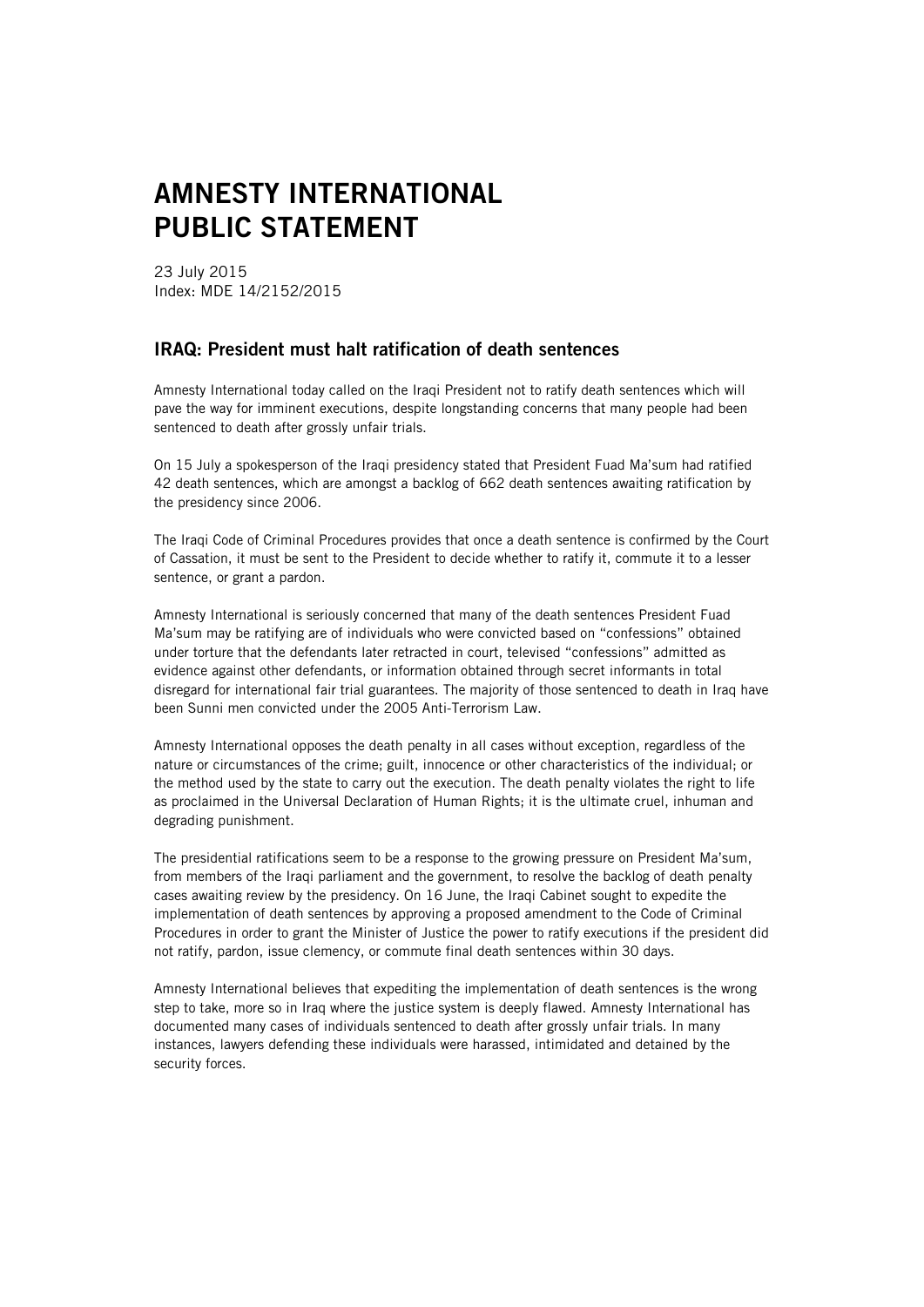# AMNESTY INTERNATIONAL PUBLIC STATEMENT

23 July 2015

Index: MDE 14/2152/2015

## IRAQ: President must halt ratification of death sentences

Amnesty International today called on the Iraqi President not to ratify death sentences which will pave the way for imminent executions, despite longstanding concerns that many people had been sentenced to death after grossly unfair trials.

On 15 July a spokesperson of the Iraqi presidency stated that President Fuad Ma'sum had ratified 42 death sentences, which are amongst a backlog of 662 death sentences awaiting ratification by the presidency since 2006.

The Iraqi Code of Criminal Procedures provides that once a death sentence is confirmed by the Court of Cassation, it must be sent to the President to decide whether to ratify it, commute it to a lesser sentence, or grant a pardon.

Amnesty International is seriously concerned that many of the death sentences President Fuad Ma'sum may be ratifying are of individuals who were convicted based on "confessions" obtained under torture that the defendants later retracted in court, televised "confessions" admitted as evidence against other defendants, or information obtained through secret informants in total disregard for international fair trial guarantees. The majority of those sentenced to death in Iraq have been Sunni men convicted under the 2005 Anti-Terrorism Law.

Amnesty International opposes the death penalty in all cases without exception, regardless of the nature or circumstances of the crime; guilt, innocence or other characteristics of the individual; or the method used by the state to carry out the execution. The death penalty violates the right to life as proclaimed in the Universal Declaration of Human Rights; it is the ultimate cruel, inhuman and degrading punishment.

The presidential ratifications seem to be a response to the growing pressure on President Ma'sum, from members of the Iraqi parliament and the government, to resolve the backlog of death penalty cases awaiting review by the presidency. On 16 June, the Iraqi Cabinet sought to expedite the implementation of death sentences by approving a proposed amendment to the Code of Criminal Procedures in order to grant the Minister of Justice the power to ratify executions if the president did not ratify, pardon, issue clemency, or commute final death sentences within 30 days.

Amnesty International believes that expediting the implementation of death sentences is the wrong step to take, more so in Iraq where the justice system is deeply flawed. Amnesty International has documented many cases of individuals sentenced to death after grossly unfair trials. In many instances, lawyers defending these individuals were harassed, intimidated and detained by the security forces.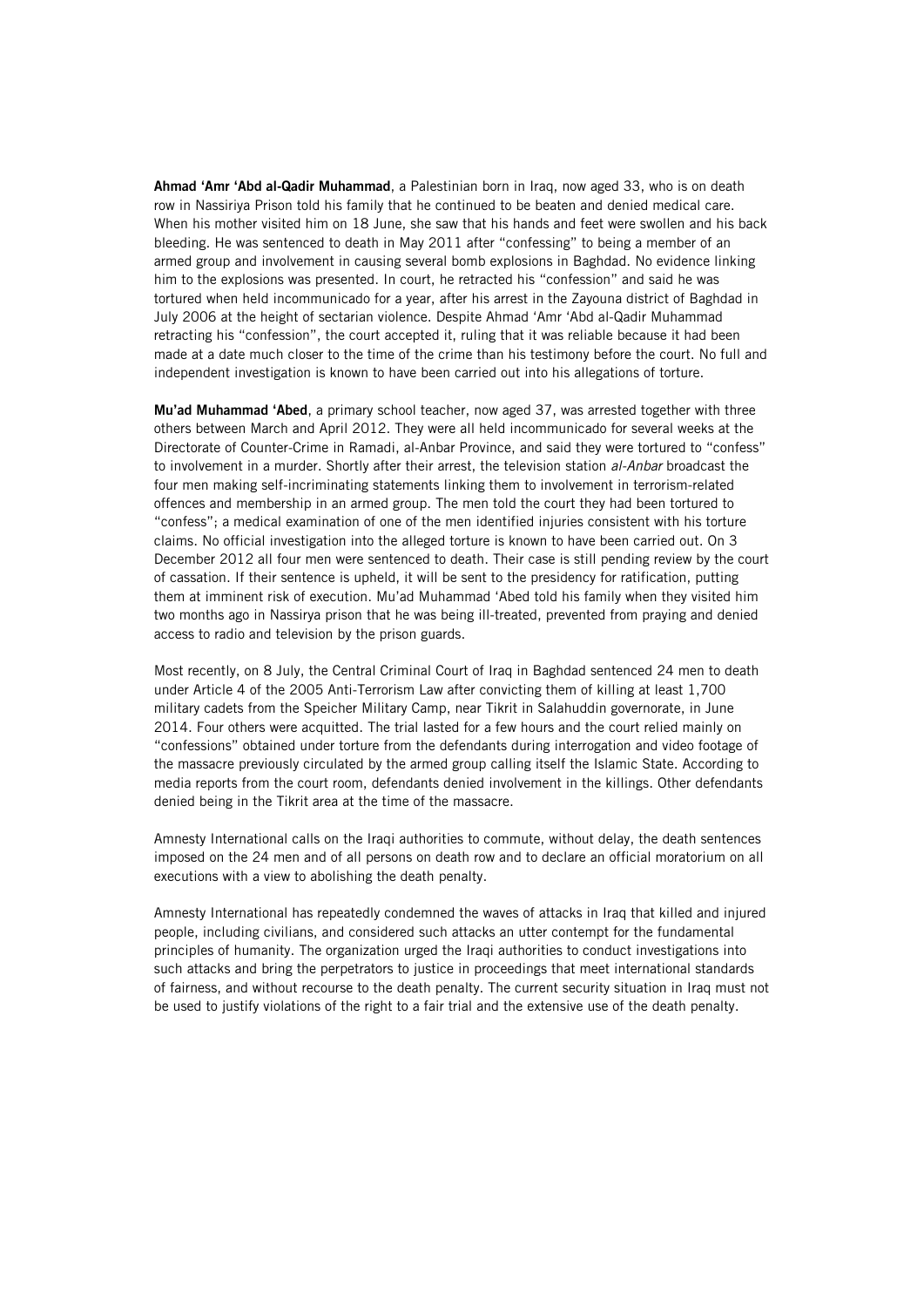**Ahmad 'Amr 'Abd al-Qadir Muhammad**, a Palestinian born in Iraq, now aged 33, who is on death row in Nassiriya Prison told his family that he continued to be beaten and denied medical care. When his mother visited him on 18 June, she saw that his hands and feet were swollen and his back bleeding. He was sentenced to death in May 2011 after "confessing" to being a member of an armed group and involvement in causing several bomb explosions in Baghdad. No evidence linking him to the explosions was presented. In court, he retracted his "confession" and said he was tortured when held incommunicado for a year, after his arrest in the Zayouna district of Baghdad in July 2006 at the height of sectarian violence. Despite Ahmad 'Amr 'Abd al-Qadir Muhammad retracting his "confession", the court accepted it, ruling that it was reliable because it had been made at a date much closer to the time of the crime than his testimony before the court. No full and independent investigation is known to have been carried out into his allegations of torture.

**Mu'ad Muhammad 'Abed**, a primary school teacher, now aged 37, was arrested together with three others between March and April 2012. They were all held incommunicado for several weeks at the Directorate of Counter-Crime in Ramadi, al-Anbar Province, and said they were tortured to "confess" to involvement in a murder. Shortly after their arrest, the television station *al-Anbar* broadcast the four men making self-incriminating statements linking them to involvement in terrorism-related offences and membership in an armed group. The men told the court they had been tortured to "confess"; a medical examination of one of the men identified injuries consistent with his torture claims. No official investigation into the alleged torture is known to have been carried out. On 3 December 2012 all four men were sentenced to death. Their case is still pending review by the court of cassation. If their sentence is upheld, it will be sent to the presidency for ratification, putting them at imminent risk of execution. Mu'ad Muhammad 'Abed told his family when they visited him two months ago in Nassirya prison that he was being ill-treated, prevented from praying and denied access to radio and television by the prison guards.

Most recently, on 8 July, the Central Criminal Court of Iraq in Baghdad sentenced 24 men to death under Article 4 of the 2005 Anti-Terrorism Law after convicting them of killing at least 1,700 military cadets from the Speicher Military Camp, near Tikrit in Salahuddin governorate, in June 2014. Four others were acquitted. The trial lasted for a few hours and the court relied mainly on "confessions" obtained under torture from the defendants during interrogation and video footage of the massacre previously circulated by the armed group calling itself the Islamic State. According to media reports from the court room, defendants denied involvement in the killings. Other defendants denied being in the Tikrit area at the time of the massacre.

Amnesty International calls on the Iraqi authorities to commute, without delay, the death sentences imposed on the 24 men and of all persons on death row and to declare an official moratorium on all executions with a view to abolishing the death penalty.

Amnesty International has repeatedly condemned the waves of attacks in Iraq that killed and injured people, including civilians, and considered such attacks an utter contempt for the fundamental principles of humanity. The organization urged the Iraqi authorities to conduct investigations into such attacks and bring the perpetrators to justice in proceedings that meet international standards of fairness, and without recourse to the death penalty. The current security situation in Iraq must not be used to justify violations of the right to a fair trial and the extensive use of the death penalty.